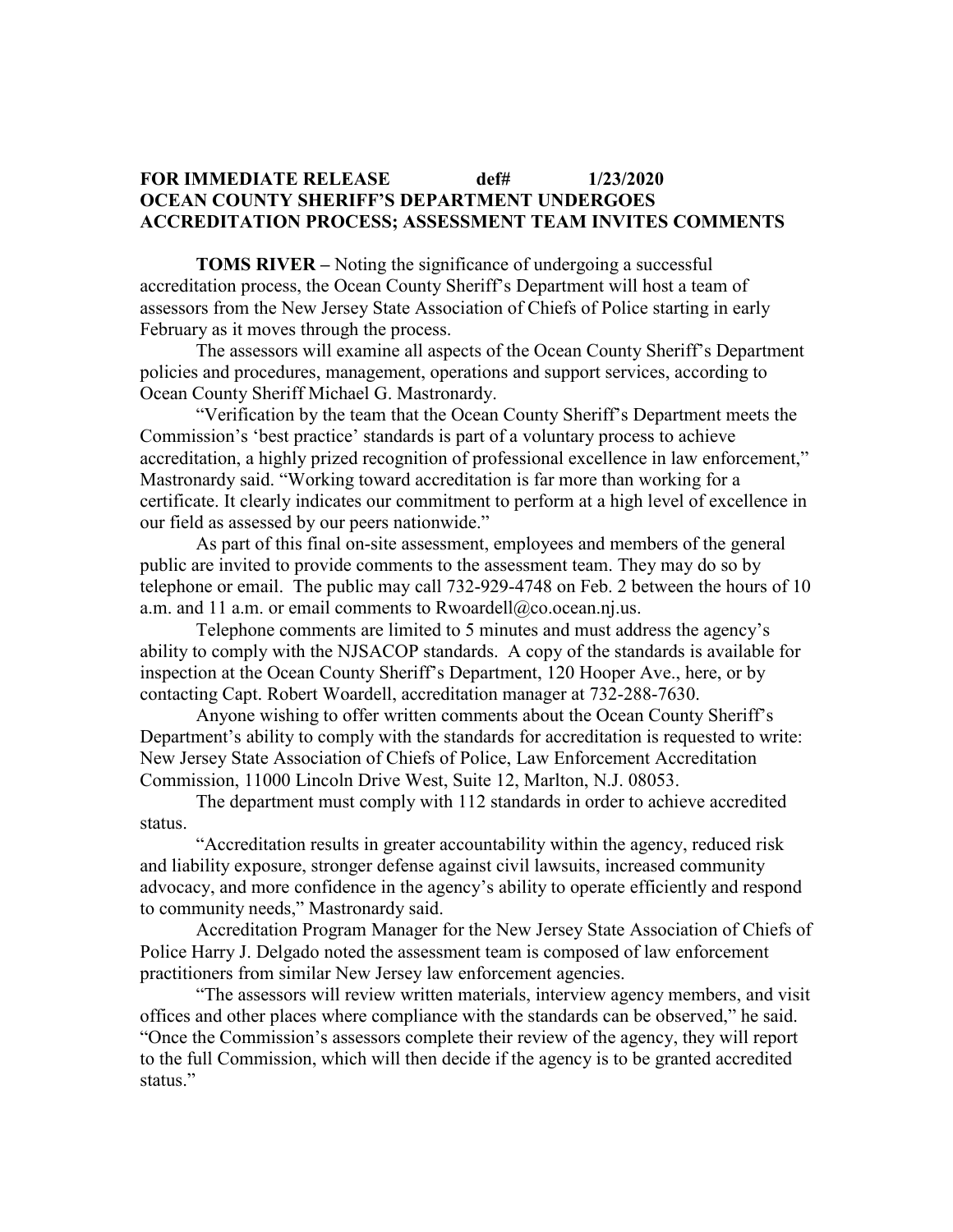**FOR IMMEDIATE RELEASE def# 1/23/2020**

**OCEAN COUNTY SHERIFF'S DEPARTMENT UNDERGOES ACCREDITATION PROCESS; ASSESSMENT TEAM INVITES COMMENTS**

**TOMS RIVER –** Noting the significance of undergoing a successful accreditation process, the Ocean County Sheriff's Department will host a team of assessors from the New Jersey State Association of Chiefs of Police starting in early February as it moves through the process.

The assessors will examine all aspects of the Ocean County Sheriff's Department policies and procedures, management, operations and support services, according to Ocean County Sheriff Michael G. Mastronardy.

"Verification by the team that the Ocean County Sheriff's Department meets the Commission's 'best practice' standards is part of a voluntary process to achieve accreditation, a highly prized recognition of professional excellence in law enforcement," Mastronardy said. "Working toward accreditation is far more than working for a certificate. It clearly indicates our commitment to perform at a high level of excellence in our field as assessed by our peers nationwide."

As part of this final on-site assessment, employees and members of the general public are invited to provide comments to the assessment team. They may do so by telephone or email. The public may call 732-929-4748 on Feb. 2 between the hours of 10 a.m. and 11 a.m. or email comments to Rwoardell@co.ocean.nj.us.

Telephone comments are limited to 5 minutes and must address the agency's ability to comply with the NJSACOP standards. A copy of the standards is available for inspection at the Ocean County Sheriff's Department, 120 Hooper Ave., here, or by contacting Capt. Robert Woardell, accreditation manager at 732-288-7630.

Anyone wishing to offer written comments about the Ocean County Sheriff's Department's ability to comply with the standards for accreditation is requested to write: New Jersey State Association of Chiefs of Police, Law Enforcement Accreditation Commission, 11000 Lincoln Drive West, Suite 12, Marlton, N.J. 08053.

The department must comply with 112 standards in order to achieve accredited status.

"Accreditation results in greater accountability within the agency, reduced risk and liability exposure, stronger defense against civil lawsuits, increased community advocacy, and more confidence in the agency's ability to operate efficiently and respond to community needs," Mastronardy said.

Accreditation Program Manager for the New Jersey State Association of Chiefs of Police Harry J. Delgado noted the assessment team is composed of law enforcement practitioners from similar New Jersey law enforcement agencies.

"The assessors will review written materials, interview agency members, and visit offices and other places where compliance with the standards can be observed," he said. "Once the Commission's assessors complete their review of the agency, they will report to the full Commission, which will then decide if the agency is to be granted accredited status."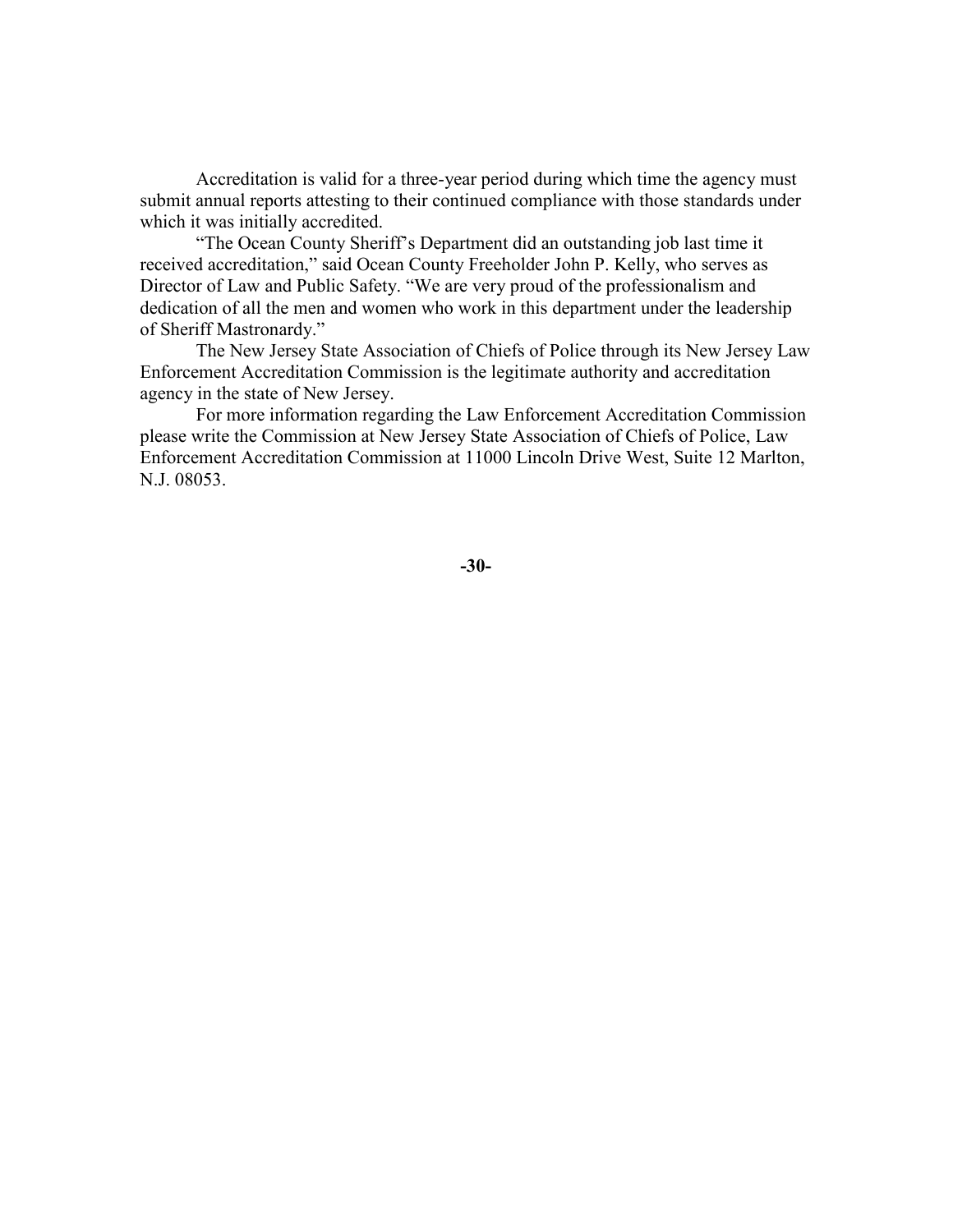Accreditation is valid for a three-year period during which time the agency must submit annual reports attesting to their continued compliance with those standards under which it was initially accredited.

"The Ocean County Sheriff's Department did an outstanding job last time it received accreditation," said Ocean County Freeholder John P. Kelly, who serves as Director of Law and Public Safety. "We are very proud of the professionalism and dedication of all the men and women who work in this department under the leadership of Sheriff Mastronardy."

The New Jersey State Association of Chiefs of Police through its New Jersey Law Enforcement Accreditation Commission is the legitimate authority and accreditation agency in the state of New Jersey.

For more information regarding the Law Enforcement Accreditation Commission please write the Commission at New Jersey State Association of Chiefs of Police, Law Enforcement Accreditation Commission at 11000 Lincoln Drive West, Suite 12 Marlton, N.J. 08053.

**-30-**